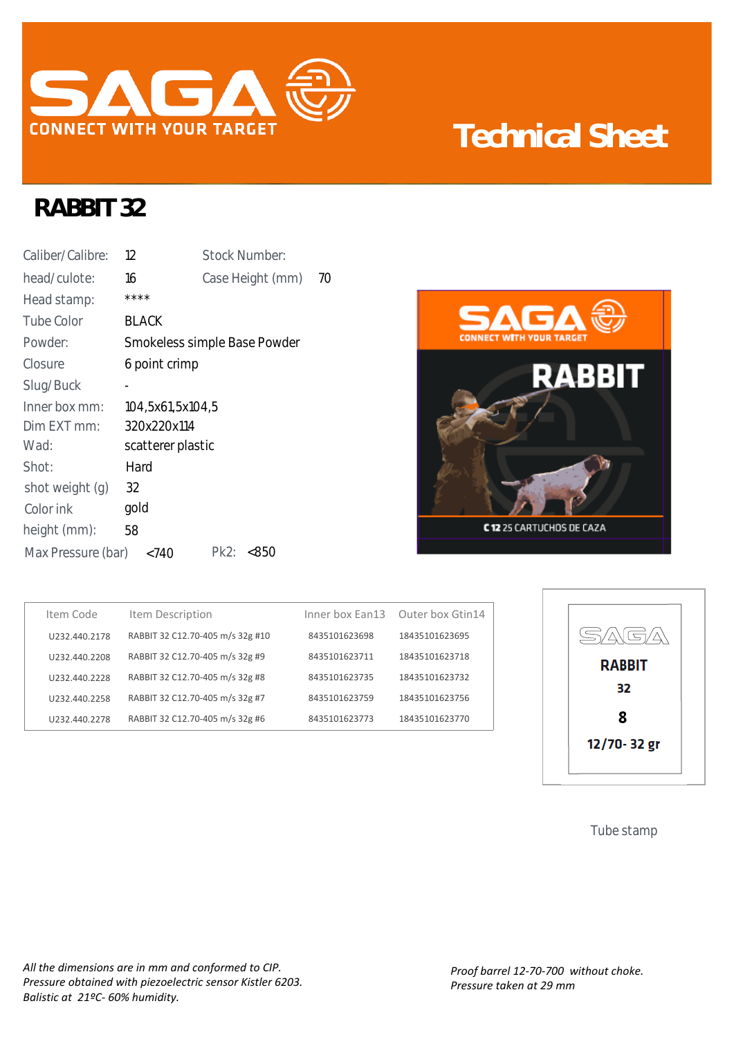# Technical Sheet

## RABBIT 32

| | | | |
|---|---|---|---|
| Caliber/ Calibre: | 12 | Stock Number: | |
| head/ culote: | 16 | Case Height (mm) | 70 |
| Head stamp: | **** | | |
| Tube Color | BLACK | | |
| Powder: | Smokeless simple Base Powder | | |
| Closure | 6 point crimp | | |
| Slug/ Buck | - | | |
| Inner box mm: | 104,5x61,5x104,5 | | |
| Dim EXT mm: | 320x220x114 | | |
| Wad: | scatterer plastic | | |
| Shot: | Hard | | |
| shot weight (g) | 32 | | |
| Color ink | gold | | |
| height (mm): | 58 | | |
| Max Pressure (bar) | <740 | Pk2: | <850 |

| Item Code | Item Description | Inner box Ean13 | Outer box Gtin14 |
|---|---|---|---|
| U232.440.2178 | RABBIT 32 C12.70-405 m/s 32g #10 | 8435101623698 | 18435101623695 |
| U232.440.2208 | RABBIT 32 C12.70-405 m/s 32g #9 | 8435101623711 | 18435101623718 |
| U232.440.2228 | RABBIT 32 C12.70-405 m/s 32g #8 | 8435101623735 | 18435101623732 |
| U232.440.2258 | RABBIT 32 C12.70-405 m/s 32g #7 | 8435101623759 | 18435101623756 |
| U232.440.2278 | RABBIT 32 C12.70-405 m/s 32g #6 | 8435101623773 | 18435101623770 |

SAGA
RABBIT
32
8
12/70- 32 gr

Tube stamp

*All the dimensions are in mm and conformed to CIP.*
*Pressure obtained with piezoelectric sensor Kistler 6203.*
*Balistic at 21ºC- 60% humidity.*

*Proof barrel 12-70-700 without choke.*
*Pressure taken at 29 mm*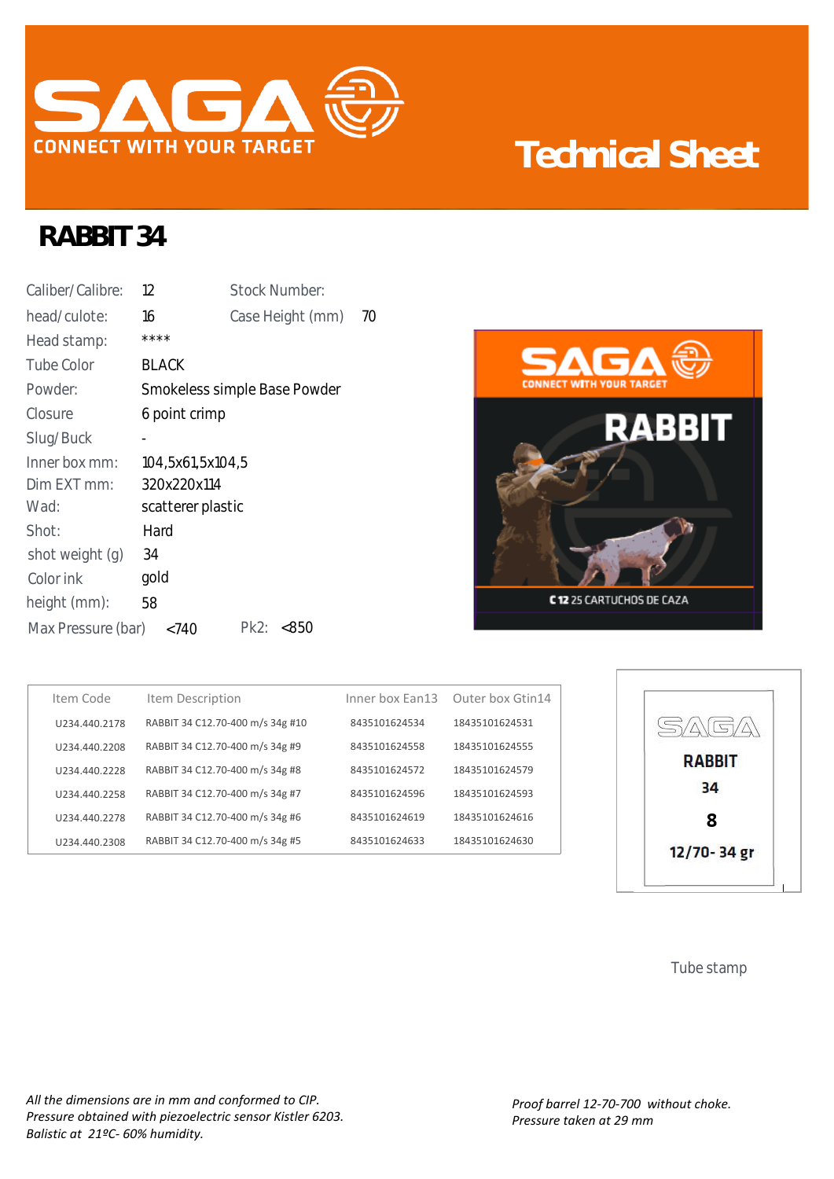# SAGA

CONNECT WITH YOUR TARGET

# Technical Sheet

## RABBIT 34

| | | | |
|---|---|---|---|
| Caliber/ Calibre: | 12 | Stock Number: | |
| head/ culote: | 16 | Case Height (mm) | 70 |
| Head stamp: | **** | | |
| Tube Color | BLACK | | |
| Powder: | Smokeless simple Base Powder | | |
| Closure | 6 point crimp | | |
| Slug/ Buck | - | | |
| Inner box mm: | 104,5x61,5x104,5 | | |
| Dim EXT mm: | 320x220x114 | | |
| Wad: | scatterer plastic | | |
| Shot: | Hard | | |
| shot weight (g) | 34 | | |
| Color ink | gold | | |
| height (mm): | 58 | | |
| Max Pressure (bar) | <740 | Pk2: | <850 |

| Item Code | Item Description | Inner box Ean13 | Outer box Gtin14 |
|---|---|---|---|
| U234.440.2178 | RABBIT 34 C12.70-400 m/s 34g #10 | 8435101624534 | 18435101624531 |
| U234.440.2208 | RABBIT 34 C12.70-400 m/s 34g #9 | 8435101624558 | 18435101624555 |
| U234.440.2228 | RABBIT 34 C12.70-400 m/s 34g #8 | 8435101624572 | 18435101624579 |
| U234.440.2258 | RABBIT 34 C12.70-400 m/s 34g #7 | 8435101624596 | 18435101624593 |
| U234.440.2278 | RABBIT 34 C12.70-400 m/s 34g #6 | 8435101624619 | 18435101624616 |
| U234.440.2308 | RABBIT 34 C12.70-400 m/s 34g #5 | 8435101624633 | 18435101624630 |

SAGA
RABBIT
34
8
12/70- 34 gr

Tube stamp

*All the dimensions are in mm and conformed to CIP.*
*Pressure obtained with piezoelectric sensor Kistler 6203.*
*Balistic at 21ºC- 60% humidity.*

*Proof barrel 12-70-700 without choke.*
*Pressure taken at 29 mm*